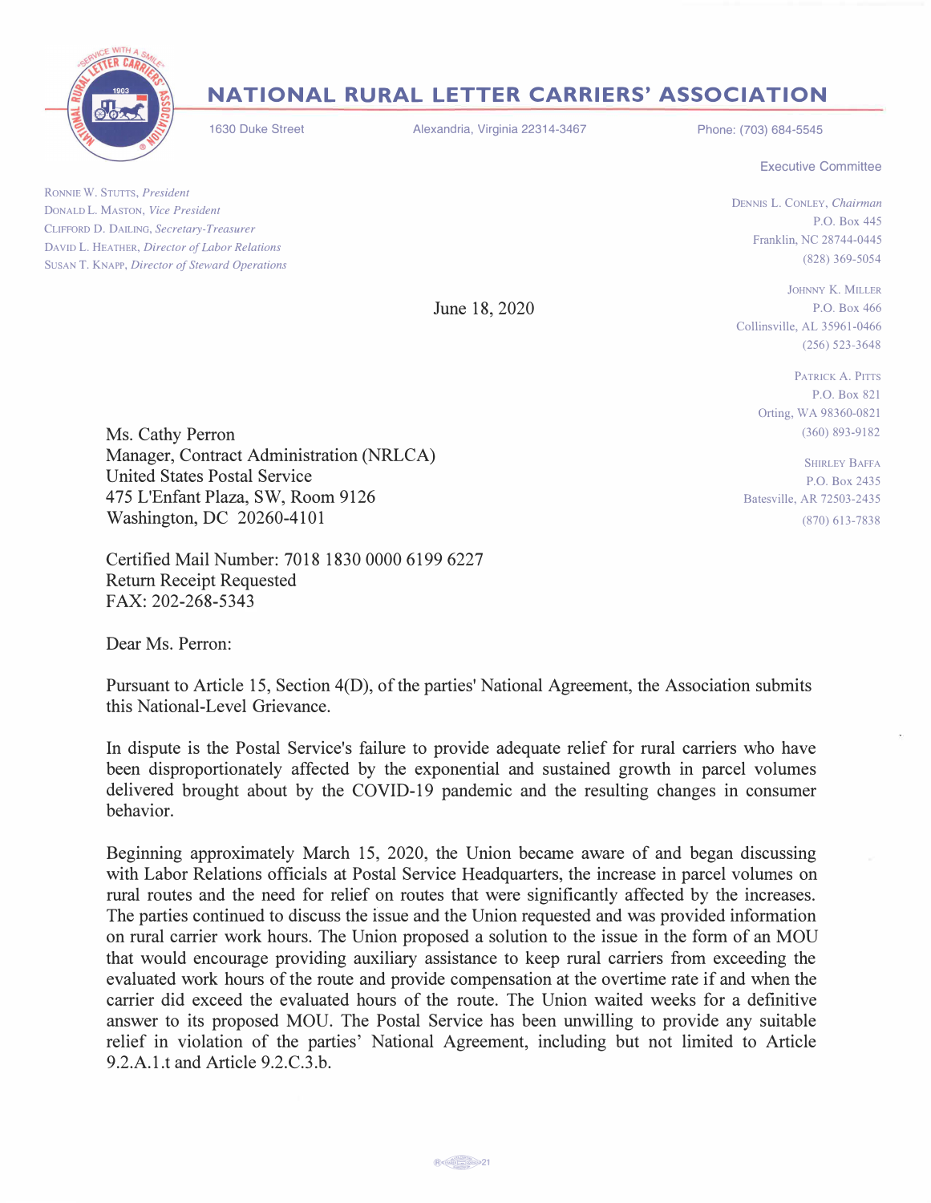# NATIONAL RURAL LETTER CARRIERS' ASSOCIATION

1630 Duke Street    Alexandria, Virginia 22314-3467    Phone: (703) 684-5545

RONNIE W. STUTTS, *President*
DONALD L. MASTON, *Vice President*
CLIFFORD D. DAILING, *Secretary-Treasurer*
DAVID L. HEATHER, *Director of Labor Relations*
SUSAN T. KNAPP, *Director of Steward Operations*

Executive Committee

DENNIS L. CONLEY, *Chairman*
P.O. Box 445
Franklin, NC 28744-0445
(828) 369-5054

JOHNNY K. MILLER
P.O. Box 466
Collinsville, AL 35961-0466
(256) 523-3648

PATRICK A. PITTS
P.O. Box 821
Orting, WA 98360-0821
(360) 893-9182

SHIRLEY BAFFA
P.O. Box 2435
Batesville, AR 72503-2435
(870) 613-7838

June 18, 2020

Ms. Cathy Perron
Manager, Contract Administration (NRLCA)
United States Postal Service
475 L'Enfant Plaza, SW, Room 9126
Washington, DC 20260-4101

Certified Mail Number: 7018 1830 0000 6199 6227
Return Receipt Requested
FAX: 202-268-5343

Dear Ms. Perron:

Pursuant to Article 15, Section 4(D), of the parties' National Agreement, the Association submits this National-Level Grievance.

In dispute is the Postal Service's failure to provide adequate relief for rural carriers who have been disproportionately affected by the exponential and sustained growth in parcel volumes delivered brought about by the COVID-19 pandemic and the resulting changes in consumer behavior.

Beginning approximately March 15, 2020, the Union became aware of and began discussing with Labor Relations officials at Postal Service Headquarters, the increase in parcel volumes on rural routes and the need for relief on routes that were significantly affected by the increases. The parties continued to discuss the issue and the Union requested and was provided information on rural carrier work hours. The Union proposed a solution to the issue in the form of an MOU that would encourage providing auxiliary assistance to keep rural carriers from exceeding the evaluated work hours of the route and provide compensation at the overtime rate if and when the carrier did exceed the evaluated hours of the route. The Union waited weeks for a definitive answer to its proposed MOU. The Postal Service has been unwilling to provide any suitable relief in violation of the parties' National Agreement, including but not limited to Article 9.2.A.1.t and Article 9.2.C.3.b.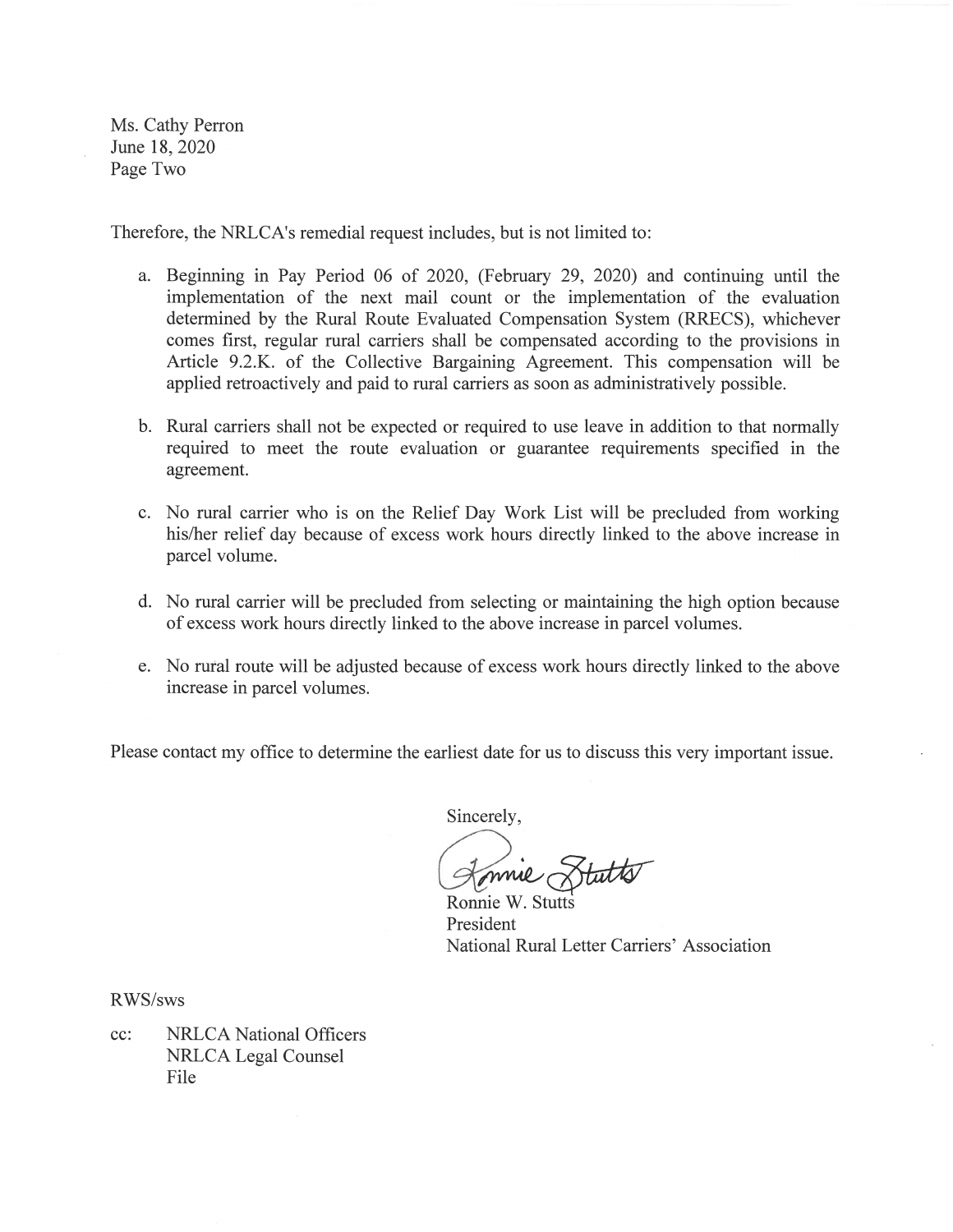Ms. Cathy Perron
June 18, 2020
Page Two

Therefore, the NRLCA's remedial request includes, but is not limited to:

a. Beginning in Pay Period 06 of 2020, (February 29, 2020) and continuing until the implementation of the next mail count or the implementation of the evaluation determined by the Rural Route Evaluated Compensation System (RRECS), whichever comes first, regular rural carriers shall be compensated according to the provisions in Article 9.2.K. of the Collective Bargaining Agreement. This compensation will be applied retroactively and paid to rural carriers as soon as administratively possible.

b. Rural carriers shall not be expected or required to use leave in addition to that normally required to meet the route evaluation or guarantee requirements specified in the agreement.

c. No rural carrier who is on the Relief Day Work List will be precluded from working his/her relief day because of excess work hours directly linked to the above increase in parcel volume.

d. No rural carrier will be precluded from selecting or maintaining the high option because of excess work hours directly linked to the above increase in parcel volumes.

e. No rural route will be adjusted because of excess work hours directly linked to the above increase in parcel volumes.

Please contact my office to determine the earliest date for us to discuss this very important issue.

Sincerely,

Ronnie W. Stutts
President
National Rural Letter Carriers' Association

RWS/sws

cc: NRLCA National Officers
NRLCA Legal Counsel
File